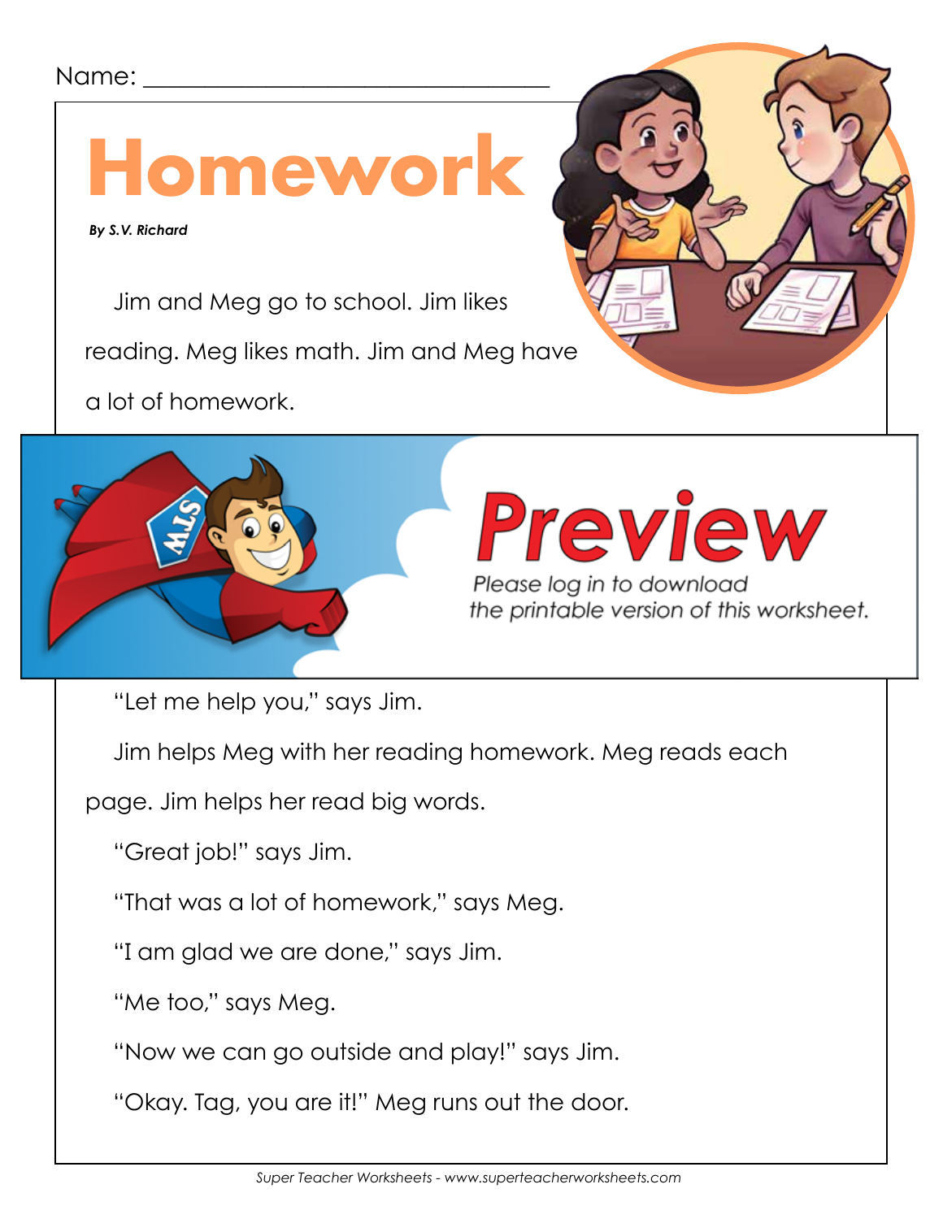Name: ______________________________

# Homework

***By S.V. Richard***

Jim and Meg go to school. Jim likes reading. Meg likes math. Jim and Meg have a lot of homework.

# Preview

*Please log in to download the printable version of this worksheet.*

"Let me help you," says Jim.

Jim helps Meg with her reading homework. Meg reads each page. Jim helps her read big words.

"Great job!" says Jim.

"That was a lot of homework," says Meg.

"I am glad we are done," says Jim.

"Me too," says Meg.

"Now we can go outside and play!" says Jim.

"Okay. Tag, you are it!" Meg runs out the door.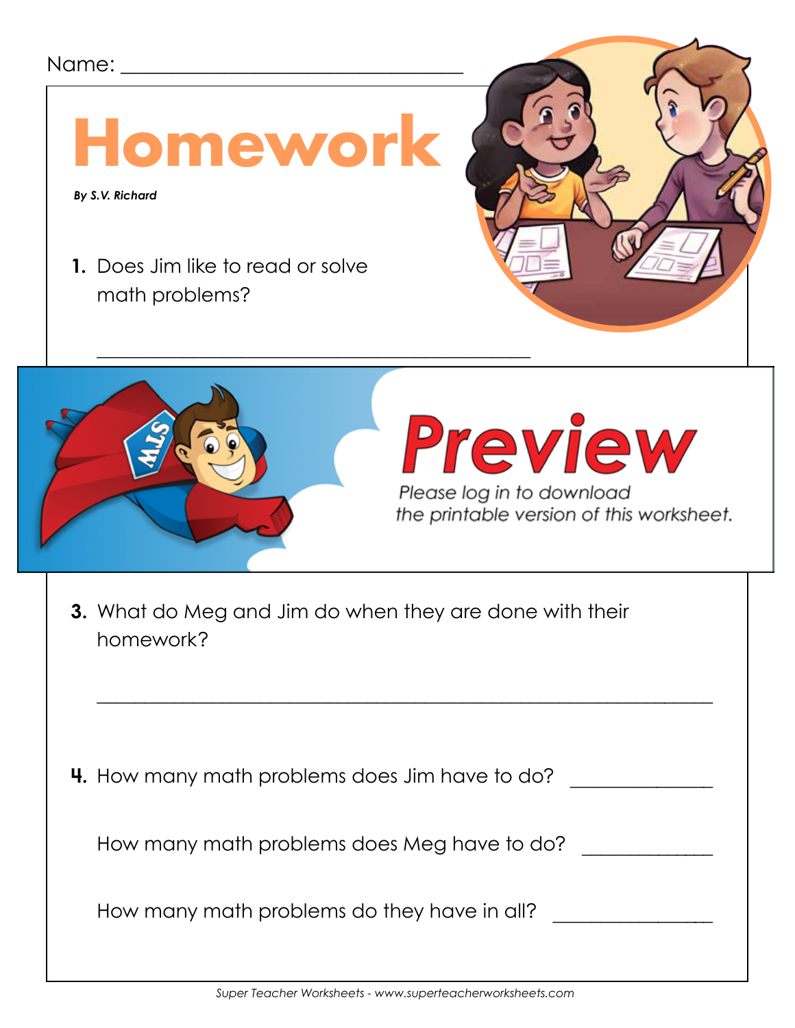Name: ______________________________

# Homework

***By S.V. Richard***

**1.** Does Jim like to read or solve math problems?

_______________________________________

**Preview**

*Please log in to download the printable version of this worksheet.*

**3.** What do Meg and Jim do when they are done with their homework?

_______________________________________________________

**4.** How many math problems does Jim have to do? ____________

How many math problems does Meg have to do? ____________

How many math problems do they have in all? ______________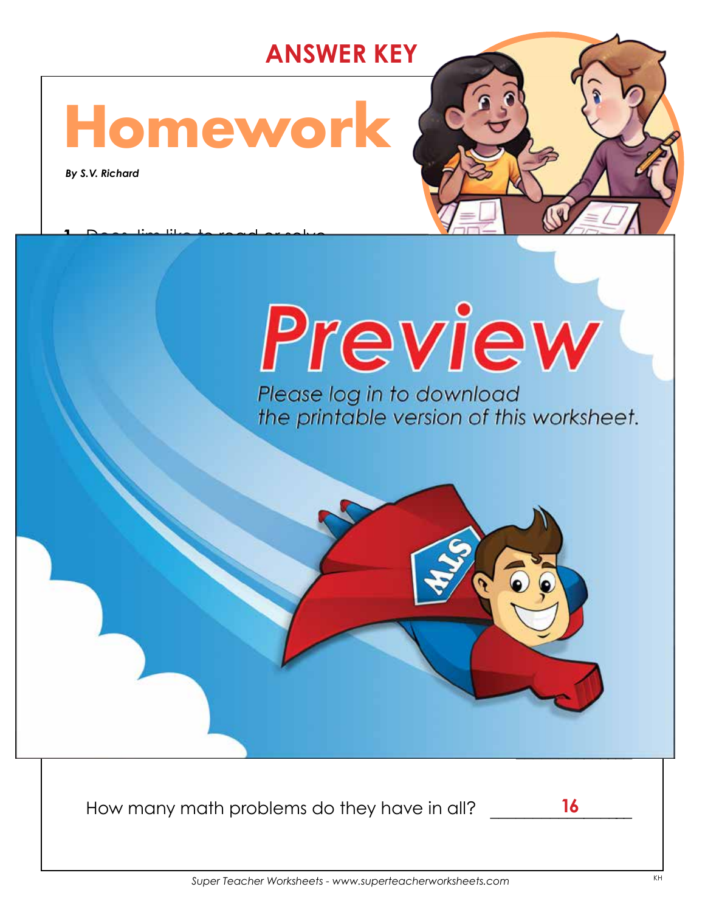**ANSWER KEY**

# Homework

***By S.V. Richard***

1. Does Jim like to read or solve

How many math problems do they have in all? **16**